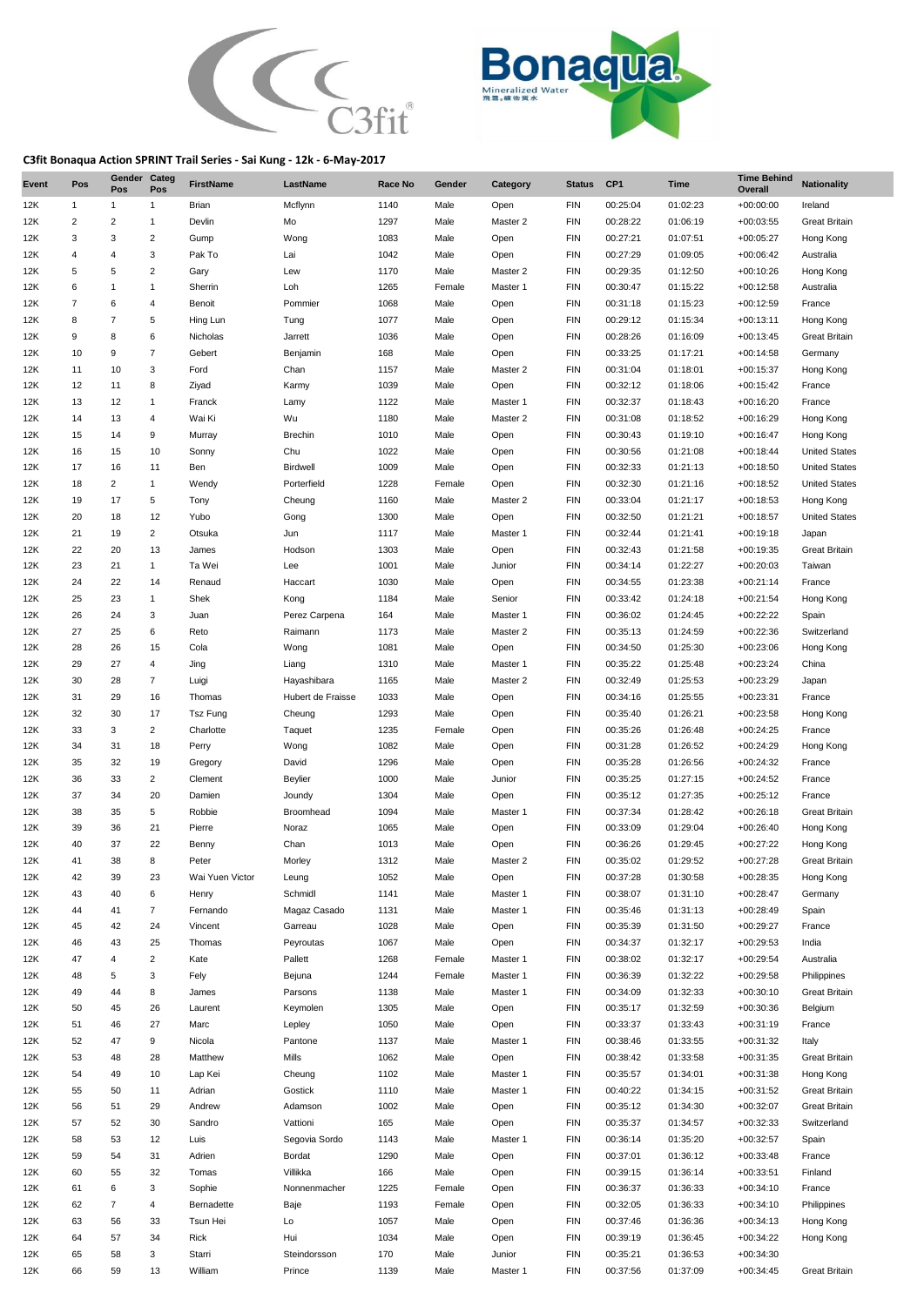## C3fit Bonaqua Action SPRINT Trail Series - Sai Kung - 12k - 6-May-2017

| Event | Pos | Gender Pos | Categ Pos | FirstName | LastName | Race No | Gender | Category | Status | CP1 | Time | Time Behind Overall | Nationality |
|---|---|---|---|---|---|---|---|---|---|---|---|---|---|
| 12K | 1 | 1 | 1 | Brian | Mcflynn | 1140 | Male | Open | FIN | 00:25:04 | 01:02:23 | +00:00:00 | Ireland |
| 12K | 2 | 2 | 1 | Devlin | Mo | 1297 | Male | Master 2 | FIN | 00:28:22 | 01:06:19 | +00:03:55 | Great Britain |
| 12K | 3 | 3 | 2 | Gump | Wong | 1083 | Male | Open | FIN | 00:27:21 | 01:07:51 | +00:05:27 | Hong Kong |
| 12K | 4 | 4 | 3 | Pak To | Lai | 1042 | Male | Open | FIN | 00:27:29 | 01:09:05 | +00:06:42 | Australia |
| 12K | 5 | 5 | 2 | Gary | Lew | 1170 | Male | Master 2 | FIN | 00:29:35 | 01:12:50 | +00:10:26 | Hong Kong |
| 12K | 6 | 1 | 1 | Sherrin | Loh | 1265 | Female | Master 1 | FIN | 00:30:47 | 01:15:22 | +00:12:58 | Australia |
| 12K | 7 | 6 | 4 | Benoit | Pommier | 1068 | Male | Open | FIN | 00:31:18 | 01:15:23 | +00:12:59 | France |
| 12K | 8 | 7 | 5 | Hing Lun | Tung | 1077 | Male | Open | FIN | 00:29:12 | 01:15:34 | +00:13:11 | Hong Kong |
| 12K | 9 | 8 | 6 | Nicholas | Jarrett | 1036 | Male | Open | FIN | 00:28:26 | 01:16:09 | +00:13:45 | Great Britain |
| 12K | 10 | 9 | 7 | Gebert | Benjamin | 168 | Male | Open | FIN | 00:33:25 | 01:17:21 | +00:14:58 | Germany |
| 12K | 11 | 10 | 3 | Ford | Chan | 1157 | Male | Master 2 | FIN | 00:31:04 | 01:18:01 | +00:15:37 | Hong Kong |
| 12K | 12 | 11 | 8 | Ziyad | Karmy | 1039 | Male | Open | FIN | 00:32:12 | 01:18:06 | +00:15:42 | France |
| 12K | 13 | 12 | 1 | Franck | Lamy | 1122 | Male | Master 1 | FIN | 00:32:37 | 01:18:43 | +00:16:20 | France |
| 12K | 14 | 13 | 4 | Wai Ki | Wu | 1180 | Male | Master 2 | FIN | 00:31:08 | 01:18:52 | +00:16:29 | Hong Kong |
| 12K | 15 | 14 | 9 | Murray | Brechin | 1010 | Male | Open | FIN | 00:30:43 | 01:19:10 | +00:16:47 | Hong Kong |
| 12K | 16 | 15 | 10 | Sonny | Chu | 1022 | Male | Open | FIN | 00:30:56 | 01:21:08 | +00:18:44 | United States |
| 12K | 17 | 16 | 11 | Ben | Birdwell | 1009 | Male | Open | FIN | 00:32:33 | 01:21:13 | +00:18:50 | United States |
| 12K | 18 | 2 | 1 | Wendy | Porterfield | 1228 | Female | Open | FIN | 00:32:30 | 01:21:16 | +00:18:52 | United States |
| 12K | 19 | 17 | 5 | Tony | Cheung | 1160 | Male | Master 2 | FIN | 00:33:04 | 01:21:17 | +00:18:53 | Hong Kong |
| 12K | 20 | 18 | 12 | Yubo | Gong | 1300 | Male | Open | FIN | 00:32:50 | 01:21:21 | +00:18:57 | United States |
| 12K | 21 | 19 | 2 | Otsuka | Jun | 1117 | Male | Master 1 | FIN | 00:32:44 | 01:21:41 | +00:19:18 | Japan |
| 12K | 22 | 20 | 13 | James | Hodson | 1303 | Male | Open | FIN | 00:32:43 | 01:21:58 | +00:19:35 | Great Britain |
| 12K | 23 | 21 | 1 | Ta Wei | Lee | 1001 | Male | Junior | FIN | 00:34:14 | 01:22:27 | +00:20:03 | Taiwan |
| 12K | 24 | 22 | 14 | Renaud | Haccart | 1030 | Male | Open | FIN | 00:34:55 | 01:23:38 | +00:21:14 | France |
| 12K | 25 | 23 | 1 | Shek | Kong | 1184 | Male | Senior | FIN | 00:33:42 | 01:24:18 | +00:21:54 | Hong Kong |
| 12K | 26 | 24 | 3 | Juan | Perez Carpena | 164 | Male | Master 1 | FIN | 00:36:02 | 01:24:45 | +00:22:22 | Spain |
| 12K | 27 | 25 | 6 | Reto | Raimann | 1173 | Male | Master 2 | FIN | 00:35:13 | 01:24:59 | +00:22:36 | Switzerland |
| 12K | 28 | 26 | 15 | Cola | Wong | 1081 | Male | Open | FIN | 00:34:50 | 01:25:30 | +00:23:06 | Hong Kong |
| 12K | 29 | 27 | 4 | Jing | Liang | 1310 | Male | Master 1 | FIN | 00:35:22 | 01:25:48 | +00:23:24 | China |
| 12K | 30 | 28 | 7 | Luigi | Hayashibara | 1165 | Male | Master 2 | FIN | 00:32:49 | 01:25:53 | +00:23:29 | Japan |
| 12K | 31 | 29 | 16 | Thomas | Hubert de Fraisse | 1033 | Male | Open | FIN | 00:34:16 | 01:25:55 | +00:23:31 | France |
| 12K | 32 | 30 | 17 | Tsz Fung | Cheung | 1293 | Male | Open | FIN | 00:35:40 | 01:26:21 | +00:23:58 | Hong Kong |
| 12K | 33 | 3 | 2 | Charlotte | Taquet | 1235 | Female | Open | FIN | 00:35:26 | 01:26:48 | +00:24:25 | France |
| 12K | 34 | 31 | 18 | Perry | Wong | 1082 | Male | Open | FIN | 00:31:28 | 01:26:52 | +00:24:29 | Hong Kong |
| 12K | 35 | 32 | 19 | Gregory | David | 1296 | Male | Open | FIN | 00:35:28 | 01:26:56 | +00:24:32 | France |
| 12K | 36 | 33 | 2 | Clement | Beylier | 1000 | Male | Junior | FIN | 00:35:25 | 01:27:15 | +00:24:52 | France |
| 12K | 37 | 34 | 20 | Damien | Joundy | 1304 | Male | Open | FIN | 00:35:12 | 01:27:35 | +00:25:12 | France |
| 12K | 38 | 35 | 5 | Robbie | Broomhead | 1094 | Male | Master 1 | FIN | 00:37:34 | 01:28:42 | +00:26:18 | Great Britain |
| 12K | 39 | 36 | 21 | Pierre | Noraz | 1065 | Male | Open | FIN | 00:33:09 | 01:29:04 | +00:26:40 | Hong Kong |
| 12K | 40 | 37 | 22 | Benny | Chan | 1013 | Male | Open | FIN | 00:36:26 | 01:29:45 | +00:27:22 | Hong Kong |
| 12K | 41 | 38 | 8 | Peter | Morley | 1312 | Male | Master 2 | FIN | 00:35:02 | 01:29:52 | +00:27:28 | Great Britain |
| 12K | 42 | 39 | 23 | Wai Yuen Victor | Leung | 1052 | Male | Open | FIN | 00:37:28 | 01:30:58 | +00:28:35 | Hong Kong |
| 12K | 43 | 40 | 6 | Henry | Schmidl | 1141 | Male | Master 1 | FIN | 00:38:07 | 01:31:10 | +00:28:47 | Germany |
| 12K | 44 | 41 | 7 | Fernando | Magaz Casado | 1131 | Male | Master 1 | FIN | 00:35:46 | 01:31:13 | +00:28:49 | Spain |
| 12K | 45 | 42 | 24 | Vincent | Garreau | 1028 | Male | Open | FIN | 00:35:39 | 01:31:50 | +00:29:27 | France |
| 12K | 46 | 43 | 25 | Thomas | Peyroutas | 1067 | Male | Open | FIN | 00:34:37 | 01:32:17 | +00:29:53 | India |
| 12K | 47 | 4 | 2 | Kate | Pallett | 1268 | Female | Master 1 | FIN | 00:38:02 | 01:32:17 | +00:29:54 | Australia |
| 12K | 48 | 5 | 3 | Fely | Bejuna | 1244 | Female | Master 1 | FIN | 00:36:39 | 01:32:22 | +00:29:58 | Philippines |
| 12K | 49 | 44 | 8 | James | Parsons | 1138 | Male | Master 1 | FIN | 00:34:09 | 01:32:33 | +00:30:10 | Great Britain |
| 12K | 50 | 45 | 26 | Laurent | Keymolen | 1305 | Male | Open | FIN | 00:35:17 | 01:32:59 | +00:30:36 | Belgium |
| 12K | 51 | 46 | 27 | Marc | Lepley | 1050 | Male | Open | FIN | 00:33:37 | 01:33:43 | +00:31:19 | France |
| 12K | 52 | 47 | 9 | Nicola | Pantone | 1137 | Male | Master 1 | FIN | 00:38:46 | 01:33:55 | +00:31:32 | Italy |
| 12K | 53 | 48 | 28 | Matthew | Mills | 1062 | Male | Open | FIN | 00:38:42 | 01:33:58 | +00:31:35 | Great Britain |
| 12K | 54 | 49 | 10 | Lap Kei | Cheung | 1102 | Male | Master 1 | FIN | 00:35:57 | 01:34:01 | +00:31:38 | Hong Kong |
| 12K | 55 | 50 | 11 | Adrian | Gostick | 1110 | Male | Master 1 | FIN | 00:40:22 | 01:34:15 | +00:31:52 | Great Britain |
| 12K | 56 | 51 | 29 | Andrew | Adamson | 1002 | Male | Open | FIN | 00:35:12 | 01:34:30 | +00:32:07 | Great Britain |
| 12K | 57 | 52 | 30 | Sandro | Vattioni | 165 | Male | Open | FIN | 00:35:37 | 01:34:57 | +00:32:33 | Switzerland |
| 12K | 58 | 53 | 12 | Luis | Segovia Sordo | 1143 | Male | Master 1 | FIN | 00:36:14 | 01:35:20 | +00:32:57 | Spain |
| 12K | 59 | 54 | 31 | Adrien | Bordat | 1290 | Male | Open | FIN | 00:37:01 | 01:36:12 | +00:33:48 | France |
| 12K | 60 | 55 | 32 | Tomas | Villikka | 166 | Male | Open | FIN | 00:39:15 | 01:36:14 | +00:33:51 | Finland |
| 12K | 61 | 6 | 3 | Sophie | Nonnenmacher | 1225 | Female | Open | FIN | 00:36:37 | 01:36:33 | +00:34:10 | France |
| 12K | 62 | 7 | 4 | Bernadette | Baje | 1193 | Female | Open | FIN | 00:32:05 | 01:36:33 | +00:34:10 | Philippines |
| 12K | 63 | 56 | 33 | Tsun Hei | Lo | 1057 | Male | Open | FIN | 00:37:46 | 01:36:36 | +00:34:13 | Hong Kong |
| 12K | 64 | 57 | 34 | Rick | Hui | 1034 | Male | Open | FIN | 00:39:19 | 01:36:45 | +00:34:22 | Hong Kong |
| 12K | 65 | 58 | 3 | Starri | Steindorsson | 170 | Male | Junior | FIN | 00:35:21 | 01:36:53 | +00:34:30 | |
| 12K | 66 | 59 | 13 | William | Prince | 1139 | Male | Master 1 | FIN | 00:37:56 | 01:37:09 | +00:34:45 | Great Britain |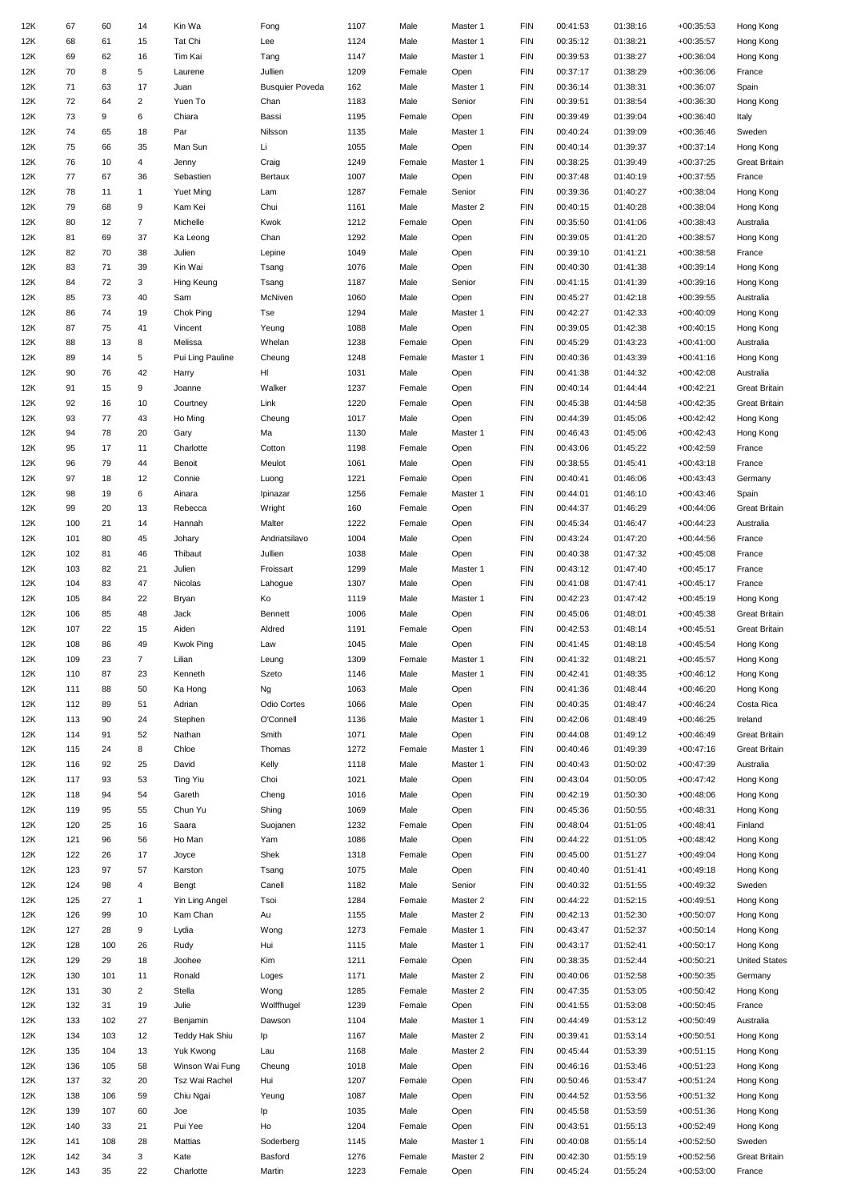| 12K | 67 | 60 | 14 | Kin Wa | Fong | 1107 | Male | Master 1 | FIN | 00:41:53 | 01:38:16 | +00:35:53 | Hong Kong |
|---|---|---|---|---|---|---|---|---|---|---|---|---|---|
| 12K | 68 | 61 | 15 | Tat Chi | Lee | 1124 | Male | Master 1 | FIN | 00:35:12 | 01:38:21 | +00:35:57 | Hong Kong |
| 12K | 69 | 62 | 16 | Tim Kai | Tang | 1147 | Male | Master 1 | FIN | 00:39:53 | 01:38:27 | +00:36:04 | Hong Kong |
| 12K | 70 | 8 | 5 | Laurene | Jullien | 1209 | Female | Open | FIN | 00:37:17 | 01:38:29 | +00:36:06 | France |
| 12K | 71 | 63 | 17 | Juan | Busquier Poveda | 162 | Male | Master 1 | FIN | 00:36:14 | 01:38:31 | +00:36:07 | Spain |
| 12K | 72 | 64 | 2 | Yuen To | Chan | 1183 | Male | Senior | FIN | 00:39:51 | 01:38:54 | +00:36:30 | Hong Kong |
| 12K | 73 | 9 | 6 | Chiara | Bassi | 1195 | Female | Open | FIN | 00:39:49 | 01:39:04 | +00:36:40 | Italy |
| 12K | 74 | 65 | 18 | Par | Nilsson | 1135 | Male | Master 1 | FIN | 00:40:24 | 01:39:09 | +00:36:46 | Sweden |
| 12K | 75 | 66 | 35 | Man Sun | Li | 1055 | Male | Open | FIN | 00:40:14 | 01:39:37 | +00:37:14 | Hong Kong |
| 12K | 76 | 10 | 4 | Jenny | Craig | 1249 | Female | Master 1 | FIN | 00:38:25 | 01:39:49 | +00:37:25 | Great Britain |
| 12K | 77 | 67 | 36 | Sebastien | Bertaux | 1007 | Male | Open | FIN | 00:37:48 | 01:40:19 | +00:37:55 | France |
| 12K | 78 | 11 | 1 | Yuet Ming | Lam | 1287 | Female | Senior | FIN | 00:39:36 | 01:40:27 | +00:38:04 | Hong Kong |
| 12K | 79 | 68 | 9 | Kam Kei | Chui | 1161 | Male | Master 2 | FIN | 00:40:15 | 01:40:28 | +00:38:04 | Hong Kong |
| 12K | 80 | 12 | 7 | Michelle | Kwok | 1212 | Female | Open | FIN | 00:35:50 | 01:41:06 | +00:38:43 | Australia |
| 12K | 81 | 69 | 37 | Ka Leong | Chan | 1292 | Male | Open | FIN | 00:39:05 | 01:41:20 | +00:38:57 | Hong Kong |
| 12K | 82 | 70 | 38 | Julien | Lepine | 1049 | Male | Open | FIN | 00:39:10 | 01:41:21 | +00:38:58 | France |
| 12K | 83 | 71 | 39 | Kin Wai | Tsang | 1076 | Male | Open | FIN | 00:40:30 | 01:41:38 | +00:39:14 | Hong Kong |
| 12K | 84 | 72 | 3 | Hing Keung | Tsang | 1187 | Male | Senior | FIN | 00:41:15 | 01:41:39 | +00:39:16 | Hong Kong |
| 12K | 85 | 73 | 40 | Sam | McNiven | 1060 | Male | Open | FIN | 00:45:27 | 01:42:18 | +00:39:55 | Australia |
| 12K | 86 | 74 | 19 | Chok Ping | Tse | 1294 | Male | Master 1 | FIN | 00:42:27 | 01:42:33 | +00:40:09 | Hong Kong |
| 12K | 87 | 75 | 41 | Vincent | Yeung | 1088 | Male | Open | FIN | 00:39:05 | 01:42:38 | +00:40:15 | Hong Kong |
| 12K | 88 | 13 | 8 | Melissa | Whelan | 1238 | Female | Open | FIN | 00:45:29 | 01:43:23 | +00:41:00 | Australia |
| 12K | 89 | 14 | 5 | Pui Ling Pauline | Cheung | 1248 | Female | Master 1 | FIN | 00:40:36 | 01:43:39 | +00:41:16 | Hong Kong |
| 12K | 90 | 76 | 42 | Harry | Hl | 1031 | Male | Open | FIN | 00:41:38 | 01:44:32 | +00:42:08 | Australia |
| 12K | 91 | 15 | 9 | Joanne | Walker | 1237 | Female | Open | FIN | 00:40:14 | 01:44:44 | +00:42:21 | Great Britain |
| 12K | 92 | 16 | 10 | Courtney | Link | 1220 | Female | Open | FIN | 00:45:38 | 01:44:58 | +00:42:35 | Great Britain |
| 12K | 93 | 77 | 43 | Ho Ming | Cheung | 1017 | Male | Open | FIN | 00:44:39 | 01:45:06 | +00:42:42 | Hong Kong |
| 12K | 94 | 78 | 20 | Gary | Ma | 1130 | Male | Master 1 | FIN | 00:46:43 | 01:45:06 | +00:42:43 | Hong Kong |
| 12K | 95 | 17 | 11 | Charlotte | Cotton | 1198 | Female | Open | FIN | 00:43:06 | 01:45:22 | +00:42:59 | France |
| 12K | 96 | 79 | 44 | Benoit | Meulot | 1061 | Male | Open | FIN | 00:38:55 | 01:45:41 | +00:43:18 | France |
| 12K | 97 | 18 | 12 | Connie | Luong | 1221 | Female | Open | FIN | 00:40:41 | 01:46:06 | +00:43:43 | Germany |
| 12K | 98 | 19 | 6 | Ainara | Ipinazar | 1256 | Female | Master 1 | FIN | 00:44:01 | 01:46:10 | +00:43:46 | Spain |
| 12K | 99 | 20 | 13 | Rebecca | Wright | 160 | Female | Open | FIN | 00:44:37 | 01:46:29 | +00:44:06 | Great Britain |
| 12K | 100 | 21 | 14 | Hannah | Malter | 1222 | Female | Open | FIN | 00:45:34 | 01:46:47 | +00:44:23 | Australia |
| 12K | 101 | 80 | 45 | Johary | Andriatsilavo | 1004 | Male | Open | FIN | 00:43:24 | 01:47:20 | +00:44:56 | France |
| 12K | 102 | 81 | 46 | Thibaut | Jullien | 1038 | Male | Open | FIN | 00:40:38 | 01:47:32 | +00:45:08 | France |
| 12K | 103 | 82 | 21 | Julien | Froissart | 1299 | Male | Master 1 | FIN | 00:43:12 | 01:47:40 | +00:45:17 | France |
| 12K | 104 | 83 | 47 | Nicolas | Lahogue | 1307 | Male | Open | FIN | 00:41:08 | 01:47:41 | +00:45:17 | France |
| 12K | 105 | 84 | 22 | Bryan | Ko | 1119 | Male | Master 1 | FIN | 00:42:23 | 01:47:42 | +00:45:19 | Hong Kong |
| 12K | 106 | 85 | 48 | Jack | Bennett | 1006 | Male | Open | FIN | 00:45:06 | 01:48:01 | +00:45:38 | Great Britain |
| 12K | 107 | 22 | 15 | Aiden | Aldred | 1191 | Female | Open | FIN | 00:42:53 | 01:48:14 | +00:45:51 | Great Britain |
| 12K | 108 | 86 | 49 | Kwok Ping | Law | 1045 | Male | Open | FIN | 00:41:45 | 01:48:18 | +00:45:54 | Hong Kong |
| 12K | 109 | 23 | 7 | Lilian | Leung | 1309 | Female | Master 1 | FIN | 00:41:32 | 01:48:21 | +00:45:57 | Hong Kong |
| 12K | 110 | 87 | 23 | Kenneth | Szeto | 1146 | Male | Master 1 | FIN | 00:42:41 | 01:48:35 | +00:46:12 | Hong Kong |
| 12K | 111 | 88 | 50 | Ka Hong | Ng | 1063 | Male | Open | FIN | 00:41:36 | 01:48:44 | +00:46:20 | Hong Kong |
| 12K | 112 | 89 | 51 | Adrian | Odio Cortes | 1066 | Male | Open | FIN | 00:40:35 | 01:48:47 | +00:46:24 | Costa Rica |
| 12K | 113 | 90 | 24 | Stephen | O'Connell | 1136 | Male | Master 1 | FIN | 00:42:06 | 01:48:49 | +00:46:25 | Ireland |
| 12K | 114 | 91 | 52 | Nathan | Smith | 1071 | Male | Open | FIN | 00:44:08 | 01:49:12 | +00:46:49 | Great Britain |
| 12K | 115 | 24 | 8 | Chloe | Thomas | 1272 | Female | Master 1 | FIN | 00:40:46 | 01:49:39 | +00:47:16 | Great Britain |
| 12K | 116 | 92 | 25 | David | Kelly | 1118 | Male | Master 1 | FIN | 00:40:43 | 01:50:02 | +00:47:39 | Australia |
| 12K | 117 | 93 | 53 | Ting Yiu | Choi | 1021 | Male | Open | FIN | 00:43:04 | 01:50:05 | +00:47:42 | Hong Kong |
| 12K | 118 | 94 | 54 | Gareth | Cheng | 1016 | Male | Open | FIN | 00:42:19 | 01:50:30 | +00:48:06 | Hong Kong |
| 12K | 119 | 95 | 55 | Chun Yu | Shing | 1069 | Male | Open | FIN | 00:45:36 | 01:50:55 | +00:48:31 | Hong Kong |
| 12K | 120 | 25 | 16 | Saara | Suojanen | 1232 | Female | Open | FIN | 00:48:04 | 01:51:05 | +00:48:41 | Finland |
| 12K | 121 | 96 | 56 | Ho Man | Yam | 1086 | Male | Open | FIN | 00:44:22 | 01:51:05 | +00:48:42 | Hong Kong |
| 12K | 122 | 26 | 17 | Joyce | Shek | 1318 | Female | Open | FIN | 00:45:00 | 01:51:27 | +00:49:04 | Hong Kong |
| 12K | 123 | 97 | 57 | Karston | Tsang | 1075 | Male | Open | FIN | 00:40:40 | 01:51:41 | +00:49:18 | Hong Kong |
| 12K | 124 | 98 | 4 | Bengt | Canell | 1182 | Male | Senior | FIN | 00:40:32 | 01:51:55 | +00:49:32 | Sweden |
| 12K | 125 | 27 | 1 | Yin Ling Angel | Tsoi | 1284 | Female | Master 2 | FIN | 00:44:22 | 01:52:15 | +00:49:51 | Hong Kong |
| 12K | 126 | 99 | 10 | Kam Chan | Au | 1155 | Male | Master 2 | FIN | 00:42:13 | 01:52:30 | +00:50:07 | Hong Kong |
| 12K | 127 | 28 | 9 | Lydia | Wong | 1273 | Female | Master 1 | FIN | 00:43:47 | 01:52:37 | +00:50:14 | Hong Kong |
| 12K | 128 | 100 | 26 | Rudy | Hui | 1115 | Male | Master 1 | FIN | 00:43:17 | 01:52:41 | +00:50:17 | Hong Kong |
| 12K | 129 | 29 | 18 | Joohee | Kim | 1211 | Female | Open | FIN | 00:38:35 | 01:52:44 | +00:50:21 | United States |
| 12K | 130 | 101 | 11 | Ronald | Loges | 1171 | Male | Master 2 | FIN | 00:40:06 | 01:52:58 | +00:50:35 | Germany |
| 12K | 131 | 30 | 2 | Stella | Wong | 1285 | Female | Master 2 | FIN | 00:47:35 | 01:53:05 | +00:50:42 | Hong Kong |
| 12K | 132 | 31 | 19 | Julie | Wolffhugel | 1239 | Female | Open | FIN | 00:41:55 | 01:53:08 | +00:50:45 | France |
| 12K | 133 | 102 | 27 | Benjamin | Dawson | 1104 | Male | Master 1 | FIN | 00:44:49 | 01:53:12 | +00:50:49 | Australia |
| 12K | 134 | 103 | 12 | Teddy Hak Shiu | Ip | 1167 | Male | Master 2 | FIN | 00:39:41 | 01:53:14 | +00:50:51 | Hong Kong |
| 12K | 135 | 104 | 13 | Yuk Kwong | Lau | 1168 | Male | Master 2 | FIN | 00:45:44 | 01:53:39 | +00:51:15 | Hong Kong |
| 12K | 136 | 105 | 58 | Winson Wai Fung | Cheung | 1018 | Male | Open | FIN | 00:46:16 | 01:53:46 | +00:51:23 | Hong Kong |
| 12K | 137 | 32 | 20 | Tsz Wai Rachel | Hui | 1207 | Female | Open | FIN | 00:50:46 | 01:53:47 | +00:51:24 | Hong Kong |
| 12K | 138 | 106 | 59 | Chiu Ngai | Yeung | 1087 | Male | Open | FIN | 00:44:52 | 01:53:56 | +00:51:32 | Hong Kong |
| 12K | 139 | 107 | 60 | Joe | Ip | 1035 | Male | Open | FIN | 00:45:58 | 01:53:59 | +00:51:36 | Hong Kong |
| 12K | 140 | 33 | 21 | Pui Yee | Ho | 1204 | Female | Open | FIN | 00:43:51 | 01:55:13 | +00:52:49 | Hong Kong |
| 12K | 141 | 108 | 28 | Mattias | Soderberg | 1145 | Male | Master 1 | FIN | 00:40:08 | 01:55:14 | +00:52:50 | Sweden |
| 12K | 142 | 34 | 3 | Kate | Basford | 1276 | Female | Master 2 | FIN | 00:42:30 | 01:55:19 | +00:52:56 | Great Britain |
| 12K | 143 | 35 | 22 | Charlotte | Martin | 1223 | Female | Open | FIN | 00:45:24 | 01:55:24 | +00:53:00 | France |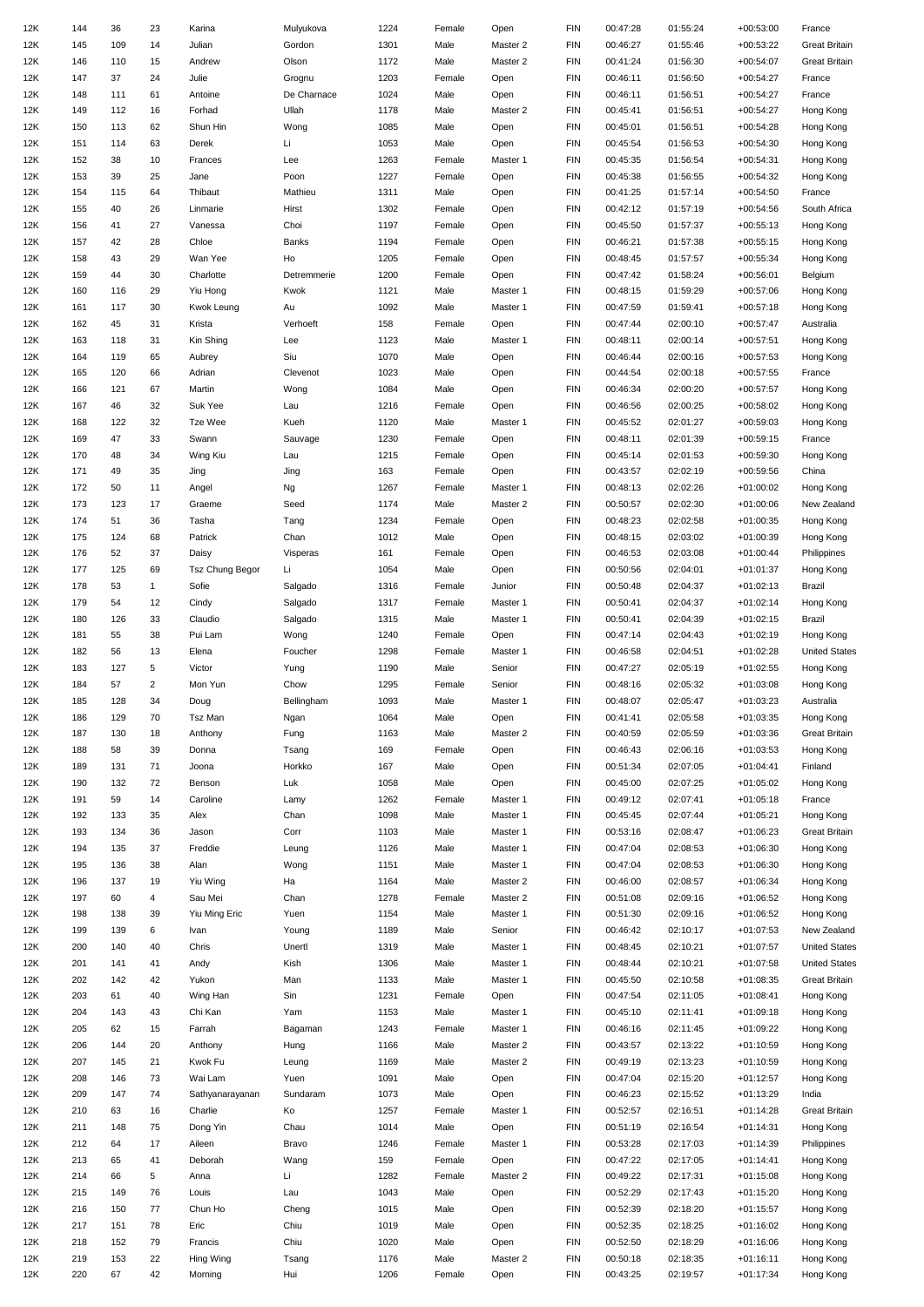| | | | | | | | | | | | | | |
|---|---|---|---|---|---|---|---|---|---|---|---|---|---|
| 12K | 144 | 36 | 23 | Karina | Mulyukova | 1224 | Female | Open | FIN | 00:47:28 | 01:55:24 | +00:53:00 | France |
| 12K | 145 | 109 | 14 | Julian | Gordon | 1301 | Male | Master 2 | FIN | 00:46:27 | 01:55:46 | +00:53:22 | Great Britain |
| 12K | 146 | 110 | 15 | Andrew | Olson | 1172 | Male | Master 2 | FIN | 00:41:24 | 01:56:30 | +00:54:07 | Great Britain |
| 12K | 147 | 37 | 24 | Julie | Grognu | 1203 | Female | Open | FIN | 00:46:11 | 01:56:50 | +00:54:27 | France |
| 12K | 148 | 111 | 61 | Antoine | De Charnace | 1024 | Male | Open | FIN | 00:46:11 | 01:56:51 | +00:54:27 | France |
| 12K | 149 | 112 | 16 | Forhad | Ullah | 1178 | Male | Master 2 | FIN | 00:45:41 | 01:56:51 | +00:54:27 | Hong Kong |
| 12K | 150 | 113 | 62 | Shun Hin | Wong | 1085 | Male | Open | FIN | 00:45:01 | 01:56:51 | +00:54:28 | Hong Kong |
| 12K | 151 | 114 | 63 | Derek | Li | 1053 | Male | Open | FIN | 00:45:54 | 01:56:53 | +00:54:30 | Hong Kong |
| 12K | 152 | 38 | 10 | Frances | Lee | 1263 | Female | Master 1 | FIN | 00:45:35 | 01:56:54 | +00:54:31 | Hong Kong |
| 12K | 153 | 39 | 25 | Jane | Poon | 1227 | Female | Open | FIN | 00:45:38 | 01:56:55 | +00:54:32 | Hong Kong |
| 12K | 154 | 115 | 64 | Thibaut | Mathieu | 1311 | Male | Open | FIN | 00:41:25 | 01:57:14 | +00:54:50 | France |
| 12K | 155 | 40 | 26 | Linmarie | Hirst | 1302 | Female | Open | FIN | 00:42:12 | 01:57:19 | +00:54:56 | South Africa |
| 12K | 156 | 41 | 27 | Vanessa | Choi | 1197 | Female | Open | FIN | 00:45:50 | 01:57:37 | +00:55:13 | Hong Kong |
| 12K | 157 | 42 | 28 | Chloe | Banks | 1194 | Female | Open | FIN | 00:46:21 | 01:57:38 | +00:55:15 | Hong Kong |
| 12K | 158 | 43 | 29 | Wan Yee | Ho | 1205 | Female | Open | FIN | 00:48:45 | 01:57:57 | +00:55:34 | Hong Kong |
| 12K | 159 | 44 | 30 | Charlotte | Detremmerie | 1200 | Female | Open | FIN | 00:47:42 | 01:58:24 | +00:56:01 | Belgium |
| 12K | 160 | 116 | 29 | Yiu Hong | Kwok | 1121 | Male | Master 1 | FIN | 00:48:15 | 01:59:29 | +00:57:06 | Hong Kong |
| 12K | 161 | 117 | 30 | Kwok Leung | Au | 1092 | Male | Master 1 | FIN | 00:47:59 | 01:59:41 | +00:57:18 | Hong Kong |
| 12K | 162 | 45 | 31 | Krista | Verhoeft | 158 | Female | Open | FIN | 00:47:44 | 02:00:10 | +00:57:47 | Australia |
| 12K | 163 | 118 | 31 | Kin Shing | Lee | 1123 | Male | Master 1 | FIN | 00:48:11 | 02:00:14 | +00:57:51 | Hong Kong |
| 12K | 164 | 119 | 65 | Aubrey | Siu | 1070 | Male | Open | FIN | 00:46:44 | 02:00:16 | +00:57:53 | Hong Kong |
| 12K | 165 | 120 | 66 | Adrian | Clevenot | 1023 | Male | Open | FIN | 00:44:54 | 02:00:18 | +00:57:55 | France |
| 12K | 166 | 121 | 67 | Martin | Wong | 1084 | Male | Open | FIN | 00:46:34 | 02:00:20 | +00:57:57 | Hong Kong |
| 12K | 167 | 46 | 32 | Suk Yee | Lau | 1216 | Female | Open | FIN | 00:46:56 | 02:00:25 | +00:58:02 | Hong Kong |
| 12K | 168 | 122 | 32 | Tze Wee | Kueh | 1120 | Male | Master 1 | FIN | 00:45:52 | 02:01:27 | +00:59:03 | Hong Kong |
| 12K | 169 | 47 | 33 | Swann | Sauvage | 1230 | Female | Open | FIN | 00:48:11 | 02:01:39 | +00:59:15 | France |
| 12K | 170 | 48 | 34 | Wing Kiu | Lau | 1215 | Female | Open | FIN | 00:45:14 | 02:01:53 | +00:59:30 | Hong Kong |
| 12K | 171 | 49 | 35 | Jing | Jing | 163 | Female | Open | FIN | 00:43:57 | 02:02:19 | +00:59:56 | China |
| 12K | 172 | 50 | 11 | Angel | Ng | 1267 | Female | Master 1 | FIN | 00:48:13 | 02:02:26 | +01:00:02 | Hong Kong |
| 12K | 173 | 123 | 17 | Graeme | Seed | 1174 | Male | Master 2 | FIN | 00:50:57 | 02:02:30 | +01:00:06 | New Zealand |
| 12K | 174 | 51 | 36 | Tasha | Tang | 1234 | Female | Open | FIN | 00:48:23 | 02:02:58 | +01:00:35 | Hong Kong |
| 12K | 175 | 124 | 68 | Patrick | Chan | 1012 | Male | Open | FIN | 00:48:15 | 02:03:02 | +01:00:39 | Hong Kong |
| 12K | 176 | 52 | 37 | Daisy | Visperas | 161 | Female | Open | FIN | 00:46:53 | 02:03:08 | +01:00:44 | Philippines |
| 12K | 177 | 125 | 69 | Tsz Chung Begor | Li | 1054 | Male | Open | FIN | 00:50:56 | 02:04:01 | +01:01:37 | Hong Kong |
| 12K | 178 | 53 | 1 | Sofie | Salgado | 1316 | Female | Junior | FIN | 00:50:48 | 02:04:37 | +01:02:13 | Brazil |
| 12K | 179 | 54 | 12 | Cindy | Salgado | 1317 | Female | Master 1 | FIN | 00:50:41 | 02:04:37 | +01:02:14 | Hong Kong |
| 12K | 180 | 126 | 33 | Claudio | Salgado | 1315 | Male | Master 1 | FIN | 00:50:41 | 02:04:39 | +01:02:15 | Brazil |
| 12K | 181 | 55 | 38 | Pui Lam | Wong | 1240 | Female | Open | FIN | 00:47:14 | 02:04:43 | +01:02:19 | Hong Kong |
| 12K | 182 | 56 | 13 | Elena | Foucher | 1298 | Female | Master 1 | FIN | 00:46:58 | 02:04:51 | +01:02:28 | United States |
| 12K | 183 | 127 | 5 | Victor | Yung | 1190 | Male | Senior | FIN | 00:47:27 | 02:05:19 | +01:02:55 | Hong Kong |
| 12K | 184 | 57 | 2 | Mon Yun | Chow | 1295 | Female | Senior | FIN | 00:48:16 | 02:05:32 | +01:03:08 | Hong Kong |
| 12K | 185 | 128 | 34 | Doug | Bellingham | 1093 | Male | Master 1 | FIN | 00:48:07 | 02:05:47 | +01:03:23 | Australia |
| 12K | 186 | 129 | 70 | Tsz Man | Ngan | 1064 | Male | Open | FIN | 00:41:41 | 02:05:58 | +01:03:35 | Hong Kong |
| 12K | 187 | 130 | 18 | Anthony | Fung | 1163 | Male | Master 2 | FIN | 00:40:59 | 02:05:59 | +01:03:36 | Great Britain |
| 12K | 188 | 58 | 39 | Donna | Tsang | 169 | Female | Open | FIN | 00:46:43 | 02:06:16 | +01:03:53 | Hong Kong |
| 12K | 189 | 131 | 71 | Joona | Horkko | 167 | Male | Open | FIN | 00:51:34 | 02:07:05 | +01:04:41 | Finland |
| 12K | 190 | 132 | 72 | Benson | Luk | 1058 | Male | Open | FIN | 00:45:00 | 02:07:25 | +01:05:02 | Hong Kong |
| 12K | 191 | 59 | 14 | Caroline | Lamy | 1262 | Female | Master 1 | FIN | 00:49:12 | 02:07:41 | +01:05:18 | France |
| 12K | 192 | 133 | 35 | Alex | Chan | 1098 | Male | Master 1 | FIN | 00:45:45 | 02:07:44 | +01:05:21 | Hong Kong |
| 12K | 193 | 134 | 36 | Jason | Corr | 1103 | Male | Master 1 | FIN | 00:53:16 | 02:08:47 | +01:06:23 | Great Britain |
| 12K | 194 | 135 | 37 | Freddie | Leung | 1126 | Male | Master 1 | FIN | 00:47:04 | 02:08:53 | +01:06:30 | Hong Kong |
| 12K | 195 | 136 | 38 | Alan | Wong | 1151 | Male | Master 1 | FIN | 00:47:04 | 02:08:53 | +01:06:30 | Hong Kong |
| 12K | 196 | 137 | 19 | Yiu Wing | Ha | 1164 | Male | Master 2 | FIN | 00:46:00 | 02:08:57 | +01:06:34 | Hong Kong |
| 12K | 197 | 60 | 4 | Sau Mei | Chan | 1278 | Female | Master 2 | FIN | 00:51:08 | 02:09:16 | +01:06:52 | Hong Kong |
| 12K | 198 | 138 | 39 | Yiu Ming Eric | Yuen | 1154 | Male | Master 1 | FIN | 00:51:30 | 02:09:16 | +01:06:52 | Hong Kong |
| 12K | 199 | 139 | 6 | Ivan | Young | 1189 | Male | Senior | FIN | 00:46:42 | 02:10:17 | +01:07:53 | New Zealand |
| 12K | 200 | 140 | 40 | Chris | Unertl | 1319 | Male | Master 1 | FIN | 00:48:45 | 02:10:21 | +01:07:57 | United States |
| 12K | 201 | 141 | 41 | Andy | Kish | 1306 | Male | Master 1 | FIN | 00:48:44 | 02:10:21 | +01:07:58 | United States |
| 12K | 202 | 142 | 42 | Yukon | Man | 1133 | Male | Master 1 | FIN | 00:45:50 | 02:10:58 | +01:08:35 | Great Britain |
| 12K | 203 | 61 | 40 | Wing Han | Sin | 1231 | Female | Open | FIN | 00:47:54 | 02:11:05 | +01:08:41 | Hong Kong |
| 12K | 204 | 143 | 43 | Chi Kan | Yam | 1153 | Male | Master 1 | FIN | 00:45:10 | 02:11:41 | +01:09:18 | Hong Kong |
| 12K | 205 | 62 | 15 | Farrah | Bagaman | 1243 | Female | Master 1 | FIN | 00:46:16 | 02:11:45 | +01:09:22 | Hong Kong |
| 12K | 206 | 144 | 20 | Anthony | Hung | 1166 | Male | Master 2 | FIN | 00:43:57 | 02:13:22 | +01:10:59 | Hong Kong |
| 12K | 207 | 145 | 21 | Kwok Fu | Leung | 1169 | Male | Master 2 | FIN | 00:49:19 | 02:13:23 | +01:10:59 | Hong Kong |
| 12K | 208 | 146 | 73 | Wai Lam | Yuen | 1091 | Male | Open | FIN | 00:47:04 | 02:15:20 | +01:12:57 | Hong Kong |
| 12K | 209 | 147 | 74 | Sathyanarayanan | Sundaram | 1073 | Male | Open | FIN | 00:46:23 | 02:15:52 | +01:13:29 | India |
| 12K | 210 | 63 | 16 | Charlie | Ko | 1257 | Female | Master 1 | FIN | 00:52:57 | 02:16:51 | +01:14:28 | Great Britain |
| 12K | 211 | 148 | 75 | Dong Yin | Chau | 1014 | Male | Open | FIN | 00:51:19 | 02:16:54 | +01:14:31 | Hong Kong |
| 12K | 212 | 64 | 17 | Aileen | Bravo | 1246 | Female | Master 1 | FIN | 00:53:28 | 02:17:03 | +01:14:39 | Philippines |
| 12K | 213 | 65 | 41 | Deborah | Wang | 159 | Female | Open | FIN | 00:47:22 | 02:17:05 | +01:14:41 | Hong Kong |
| 12K | 214 | 66 | 5 | Anna | Li | 1282 | Female | Master 2 | FIN | 00:49:22 | 02:17:31 | +01:15:08 | Hong Kong |
| 12K | 215 | 149 | 76 | Louis | Lau | 1043 | Male | Open | FIN | 00:52:29 | 02:17:43 | +01:15:20 | Hong Kong |
| 12K | 216 | 150 | 77 | Chun Ho | Cheng | 1015 | Male | Open | FIN | 00:52:39 | 02:18:20 | +01:15:57 | Hong Kong |
| 12K | 217 | 151 | 78 | Eric | Chiu | 1019 | Male | Open | FIN | 00:52:35 | 02:18:25 | +01:16:02 | Hong Kong |
| 12K | 218 | 152 | 79 | Francis | Chiu | 1020 | Male | Open | FIN | 00:52:50 | 02:18:29 | +01:16:06 | Hong Kong |
| 12K | 219 | 153 | 22 | Hing Wing | Tsang | 1176 | Male | Master 2 | FIN | 00:50:18 | 02:18:35 | +01:16:11 | Hong Kong |
| 12K | 220 | 67 | 42 | Morning | Hui | 1206 | Female | Open | FIN | 00:43:25 | 02:19:57 | +01:17:34 | Hong Kong |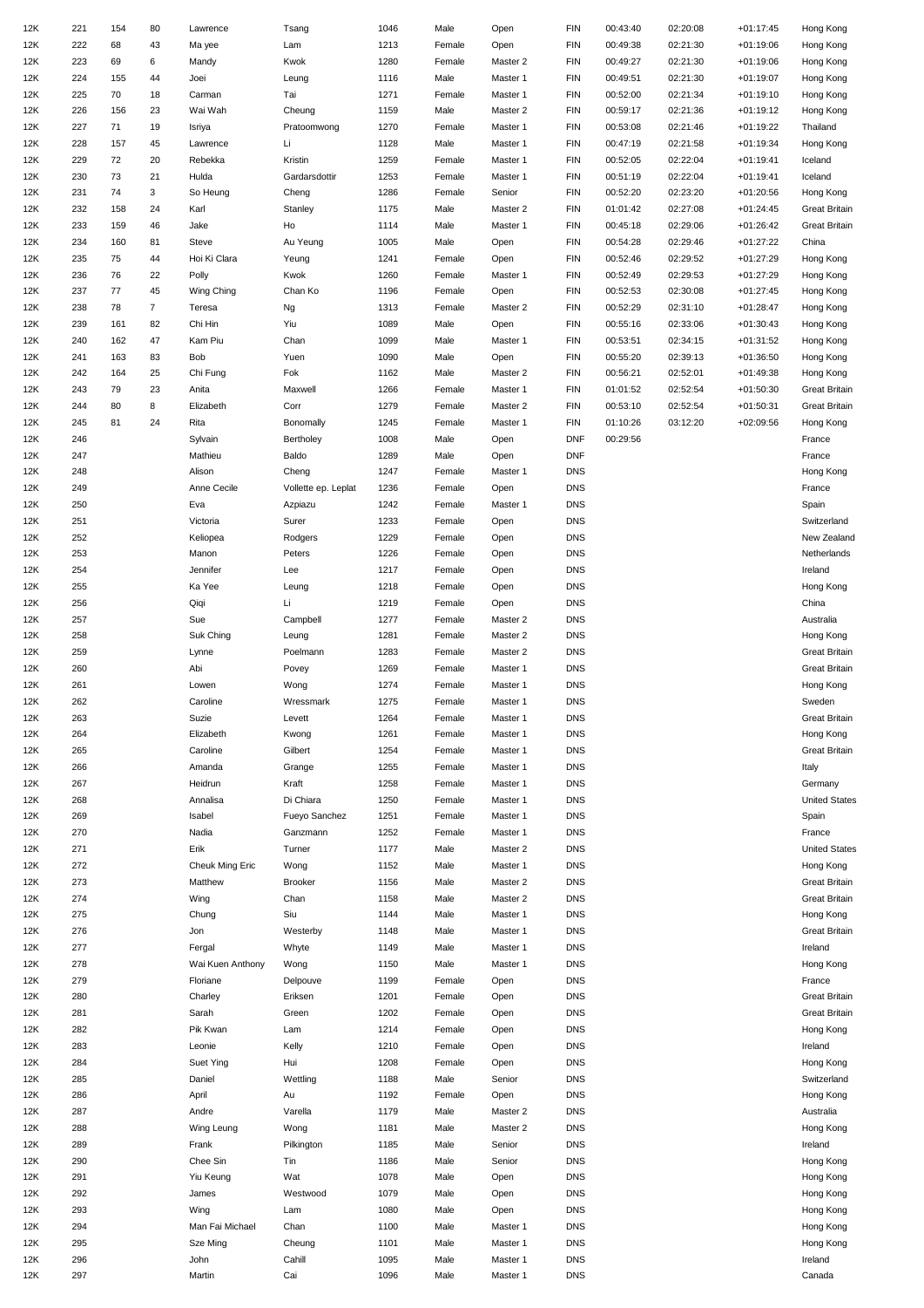| 12K | 221 | 154 | 80 | Lawrence | Tsang | 1046 | Male | Open | FIN | 00:43:40 | 02:20:08 | +01:17:45 | Hong Kong |
|---|---|---|---|---|---|---|---|---|---|---|---|---|---|
| 12K | 222 | 68 | 43 | Ma yee | Lam | 1213 | Female | Open | FIN | 00:49:38 | 02:21:30 | +01:19:06 | Hong Kong |
| 12K | 223 | 69 | 6 | Mandy | Kwok | 1280 | Female | Master 2 | FIN | 00:49:27 | 02:21:30 | +01:19:06 | Hong Kong |
| 12K | 224 | 155 | 44 | Joei | Leung | 1116 | Male | Master 1 | FIN | 00:49:51 | 02:21:30 | +01:19:07 | Hong Kong |
| 12K | 225 | 70 | 18 | Carman | Tai | 1271 | Female | Master 1 | FIN | 00:52:00 | 02:21:34 | +01:19:10 | Hong Kong |
| 12K | 226 | 156 | 23 | Wai Wah | Cheung | 1159 | Male | Master 2 | FIN | 00:59:17 | 02:21:36 | +01:19:12 | Hong Kong |
| 12K | 227 | 71 | 19 | Isriya | Pratoomwong | 1270 | Female | Master 1 | FIN | 00:53:08 | 02:21:46 | +01:19:22 | Thailand |
| 12K | 228 | 157 | 45 | Lawrence | Li | 1128 | Male | Master 1 | FIN | 00:47:19 | 02:21:58 | +01:19:34 | Hong Kong |
| 12K | 229 | 72 | 20 | Rebekka | Kristin | 1259 | Female | Master 1 | FIN | 00:52:05 | 02:22:04 | +01:19:41 | Iceland |
| 12K | 230 | 73 | 21 | Hulda | Gardarsdottir | 1253 | Female | Master 1 | FIN | 00:51:19 | 02:22:04 | +01:19:41 | Iceland |
| 12K | 231 | 74 | 3 | So Heung | Cheng | 1286 | Female | Senior | FIN | 00:52:20 | 02:23:20 | +01:20:56 | Hong Kong |
| 12K | 232 | 158 | 24 | Karl | Stanley | 1175 | Male | Master 2 | FIN | 01:01:42 | 02:27:08 | +01:24:45 | Great Britain |
| 12K | 233 | 159 | 46 | Jake | Ho | 1114 | Male | Master 1 | FIN | 00:45:18 | 02:29:06 | +01:26:42 | Great Britain |
| 12K | 234 | 160 | 81 | Steve | Au Yeung | 1005 | Male | Open | FIN | 00:54:28 | 02:29:46 | +01:27:22 | China |
| 12K | 235 | 75 | 44 | Hoi Ki Clara | Yeung | 1241 | Female | Open | FIN | 00:52:46 | 02:29:52 | +01:27:29 | Hong Kong |
| 12K | 236 | 76 | 22 | Polly | Kwok | 1260 | Female | Master 1 | FIN | 00:52:49 | 02:29:53 | +01:27:29 | Hong Kong |
| 12K | 237 | 77 | 45 | Wing Ching | Chan Ko | 1196 | Female | Open | FIN | 00:52:53 | 02:30:08 | +01:27:45 | Hong Kong |
| 12K | 238 | 78 | 7 | Teresa | Ng | 1313 | Female | Master 2 | FIN | 00:52:29 | 02:31:10 | +01:28:47 | Hong Kong |
| 12K | 239 | 161 | 82 | Chi Hin | Yiu | 1089 | Male | Open | FIN | 00:55:16 | 02:33:06 | +01:30:43 | Hong Kong |
| 12K | 240 | 162 | 47 | Kam Piu | Chan | 1099 | Male | Master 1 | FIN | 00:53:51 | 02:34:15 | +01:31:52 | Hong Kong |
| 12K | 241 | 163 | 83 | Bob | Yuen | 1090 | Male | Open | FIN | 00:55:20 | 02:39:13 | +01:36:50 | Hong Kong |
| 12K | 242 | 164 | 25 | Chi Fung | Fok | 1162 | Male | Master 2 | FIN | 00:56:21 | 02:52:01 | +01:49:38 | Hong Kong |
| 12K | 243 | 79 | 23 | Anita | Maxwell | 1266 | Female | Master 1 | FIN | 01:01:52 | 02:52:54 | +01:50:30 | Great Britain |
| 12K | 244 | 80 | 8 | Elizabeth | Corr | 1279 | Female | Master 2 | FIN | 00:53:10 | 02:52:54 | +01:50:31 | Great Britain |
| 12K | 245 | 81 | 24 | Rita | Bonomally | 1245 | Female | Master 1 | FIN | 01:10:26 | 03:12:20 | +02:09:56 | Hong Kong |
| 12K | 246 | | | Sylvain | Bertholey | 1008 | Male | Open | DNF | 00:29:56 | | | France |
| 12K | 247 | | | Mathieu | Baldo | 1289 | Male | Open | DNF | | | | France |
| 12K | 248 | | | Alison | Cheng | 1247 | Female | Master 1 | DNS | | | | Hong Kong |
| 12K | 249 | | | Anne Cecile | Vollette ep. Leplat | 1236 | Female | Open | DNS | | | | France |
| 12K | 250 | | | Eva | Azpiazu | 1242 | Female | Master 1 | DNS | | | | Spain |
| 12K | 251 | | | Victoria | Surer | 1233 | Female | Open | DNS | | | | Switzerland |
| 12K | 252 | | | Keliopea | Rodgers | 1229 | Female | Open | DNS | | | | New Zealand |
| 12K | 253 | | | Manon | Peters | 1226 | Female | Open | DNS | | | | Netherlands |
| 12K | 254 | | | Jennifer | Lee | 1217 | Female | Open | DNS | | | | Ireland |
| 12K | 255 | | | Ka Yee | Leung | 1218 | Female | Open | DNS | | | | Hong Kong |
| 12K | 256 | | | Qiqi | Li | 1219 | Female | Open | DNS | | | | China |
| 12K | 257 | | | Sue | Campbell | 1277 | Female | Master 2 | DNS | | | | Australia |
| 12K | 258 | | | Suk Ching | Leung | 1281 | Female | Master 2 | DNS | | | | Hong Kong |
| 12K | 259 | | | Lynne | Poelmann | 1283 | Female | Master 2 | DNS | | | | Great Britain |
| 12K | 260 | | | Abi | Povey | 1269 | Female | Master 1 | DNS | | | | Great Britain |
| 12K | 261 | | | Lowen | Wong | 1274 | Female | Master 1 | DNS | | | | Hong Kong |
| 12K | 262 | | | Caroline | Wressmark | 1275 | Female | Master 1 | DNS | | | | Sweden |
| 12K | 263 | | | Suzie | Levett | 1264 | Female | Master 1 | DNS | | | | Great Britain |
| 12K | 264 | | | Elizabeth | Kwong | 1261 | Female | Master 1 | DNS | | | | Hong Kong |
| 12K | 265 | | | Caroline | Gilbert | 1254 | Female | Master 1 | DNS | | | | Great Britain |
| 12K | 266 | | | Amanda | Grange | 1255 | Female | Master 1 | DNS | | | | Italy |
| 12K | 267 | | | Heidrun | Kraft | 1258 | Female | Master 1 | DNS | | | | Germany |
| 12K | 268 | | | Annalisa | Di Chiara | 1250 | Female | Master 1 | DNS | | | | United States |
| 12K | 269 | | | Isabel | Fueyo Sanchez | 1251 | Female | Master 1 | DNS | | | | Spain |
| 12K | 270 | | | Nadia | Ganzmann | 1252 | Female | Master 1 | DNS | | | | France |
| 12K | 271 | | | Erik | Turner | 1177 | Male | Master 2 | DNS | | | | United States |
| 12K | 272 | | | Cheuk Ming Eric | Wong | 1152 | Male | Master 1 | DNS | | | | Hong Kong |
| 12K | 273 | | | Matthew | Brooker | 1156 | Male | Master 2 | DNS | | | | Great Britain |
| 12K | 274 | | | Wing | Chan | 1158 | Male | Master 2 | DNS | | | | Great Britain |
| 12K | 275 | | | Chung | Siu | 1144 | Male | Master 1 | DNS | | | | Hong Kong |
| 12K | 276 | | | Jon | Westerby | 1148 | Male | Master 1 | DNS | | | | Great Britain |
| 12K | 277 | | | Fergal | Whyte | 1149 | Male | Master 1 | DNS | | | | Ireland |
| 12K | 278 | | | Wai Kuen Anthony | Wong | 1150 | Male | Master 1 | DNS | | | | Hong Kong |
| 12K | 279 | | | Floriane | Delpouve | 1199 | Female | Open | DNS | | | | France |
| 12K | 280 | | | Charley | Eriksen | 1201 | Female | Open | DNS | | | | Great Britain |
| 12K | 281 | | | Sarah | Green | 1202 | Female | Open | DNS | | | | Great Britain |
| 12K | 282 | | | Pik Kwan | Lam | 1214 | Female | Open | DNS | | | | Hong Kong |
| 12K | 283 | | | Leonie | Kelly | 1210 | Female | Open | DNS | | | | Ireland |
| 12K | 284 | | | Suet Ying | Hui | 1208 | Female | Open | DNS | | | | Hong Kong |
| 12K | 285 | | | Daniel | Wettling | 1188 | Male | Senior | DNS | | | | Switzerland |
| 12K | 286 | | | April | Au | 1192 | Female | Open | DNS | | | | Hong Kong |
| 12K | 287 | | | Andre | Varella | 1179 | Male | Master 2 | DNS | | | | Australia |
| 12K | 288 | | | Wing Leung | Wong | 1181 | Male | Master 2 | DNS | | | | Hong Kong |
| 12K | 289 | | | Frank | Pilkington | 1185 | Male | Senior | DNS | | | | Ireland |
| 12K | 290 | | | Chee Sin | Tin | 1186 | Male | Senior | DNS | | | | Hong Kong |
| 12K | 291 | | | Yiu Keung | Wat | 1078 | Male | Open | DNS | | | | Hong Kong |
| 12K | 292 | | | James | Westwood | 1079 | Male | Open | DNS | | | | Hong Kong |
| 12K | 293 | | | Wing | Lam | 1080 | Male | Open | DNS | | | | Hong Kong |
| 12K | 294 | | | Man Fai Michael | Chan | 1100 | Male | Master 1 | DNS | | | | Hong Kong |
| 12K | 295 | | | Sze Ming | Cheung | 1101 | Male | Master 1 | DNS | | | | Hong Kong |
| 12K | 296 | | | John | Cahill | 1095 | Male | Master 1 | DNS | | | | Ireland |
| 12K | 297 | | | Martin | Cai | 1096 | Male | Master 1 | DNS | | | | Canada |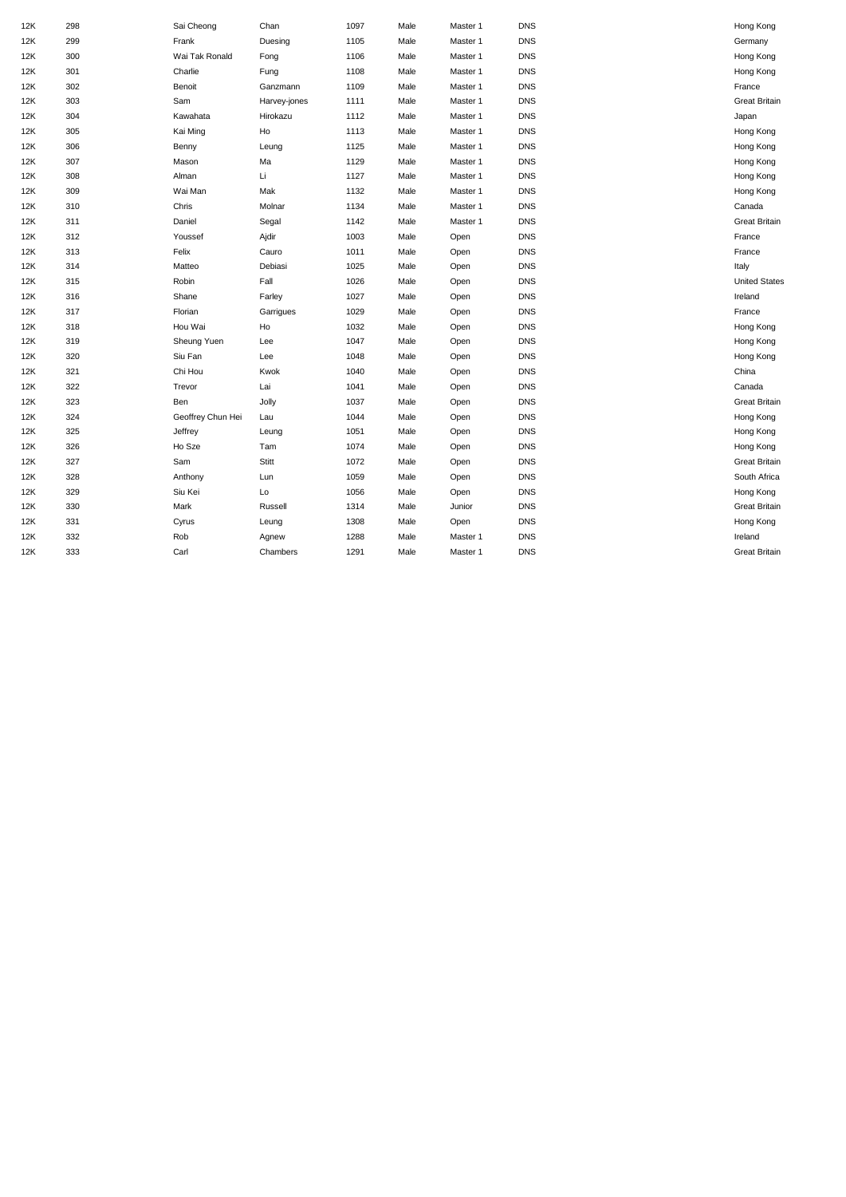| | | | | | | | | | |
|---|---|---|---|---|---|---|---|---|---|
| 12K | 298 | Sai Cheong | Chan | 1097 | Male | Master 1 | DNS | | Hong Kong |
| 12K | 299 | Frank | Duesing | 1105 | Male | Master 1 | DNS | | Germany |
| 12K | 300 | Wai Tak Ronald | Fong | 1106 | Male | Master 1 | DNS | | Hong Kong |
| 12K | 301 | Charlie | Fung | 1108 | Male | Master 1 | DNS | | Hong Kong |
| 12K | 302 | Benoit | Ganzmann | 1109 | Male | Master 1 | DNS | | France |
| 12K | 303 | Sam | Harvey-jones | 1111 | Male | Master 1 | DNS | | Great Britain |
| 12K | 304 | Kawahata | Hirokazu | 1112 | Male | Master 1 | DNS | | Japan |
| 12K | 305 | Kai Ming | Ho | 1113 | Male | Master 1 | DNS | | Hong Kong |
| 12K | 306 | Benny | Leung | 1125 | Male | Master 1 | DNS | | Hong Kong |
| 12K | 307 | Mason | Ma | 1129 | Male | Master 1 | DNS | | Hong Kong |
| 12K | 308 | Alman | Li | 1127 | Male | Master 1 | DNS | | Hong Kong |
| 12K | 309 | Wai Man | Mak | 1132 | Male | Master 1 | DNS | | Hong Kong |
| 12K | 310 | Chris | Molnar | 1134 | Male | Master 1 | DNS | | Canada |
| 12K | 311 | Daniel | Segal | 1142 | Male | Master 1 | DNS | | Great Britain |
| 12K | 312 | Youssef | Ajdir | 1003 | Male | Open | DNS | | France |
| 12K | 313 | Felix | Cauro | 1011 | Male | Open | DNS | | France |
| 12K | 314 | Matteo | Debiasi | 1025 | Male | Open | DNS | | Italy |
| 12K | 315 | Robin | Fall | 1026 | Male | Open | DNS | | United States |
| 12K | 316 | Shane | Farley | 1027 | Male | Open | DNS | | Ireland |
| 12K | 317 | Florian | Garrigues | 1029 | Male | Open | DNS | | France |
| 12K | 318 | Hou Wai | Ho | 1032 | Male | Open | DNS | | Hong Kong |
| 12K | 319 | Sheung Yuen | Lee | 1047 | Male | Open | DNS | | Hong Kong |
| 12K | 320 | Siu Fan | Lee | 1048 | Male | Open | DNS | | Hong Kong |
| 12K | 321 | Chi Hou | Kwok | 1040 | Male | Open | DNS | | China |
| 12K | 322 | Trevor | Lai | 1041 | Male | Open | DNS | | Canada |
| 12K | 323 | Ben | Jolly | 1037 | Male | Open | DNS | | Great Britain |
| 12K | 324 | Geoffrey Chun Hei | Lau | 1044 | Male | Open | DNS | | Hong Kong |
| 12K | 325 | Jeffrey | Leung | 1051 | Male | Open | DNS | | Hong Kong |
| 12K | 326 | Ho Sze | Tam | 1074 | Male | Open | DNS | | Hong Kong |
| 12K | 327 | Sam | Stitt | 1072 | Male | Open | DNS | | Great Britain |
| 12K | 328 | Anthony | Lun | 1059 | Male | Open | DNS | | South Africa |
| 12K | 329 | Siu Kei | Lo | 1056 | Male | Open | DNS | | Hong Kong |
| 12K | 330 | Mark | Russell | 1314 | Male | Junior | DNS | | Great Britain |
| 12K | 331 | Cyrus | Leung | 1308 | Male | Open | DNS | | Hong Kong |
| 12K | 332 | Rob | Agnew | 1288 | Male | Master 1 | DNS | | Ireland |
| 12K | 333 | Carl | Chambers | 1291 | Male | Master 1 | DNS | | Great Britain |